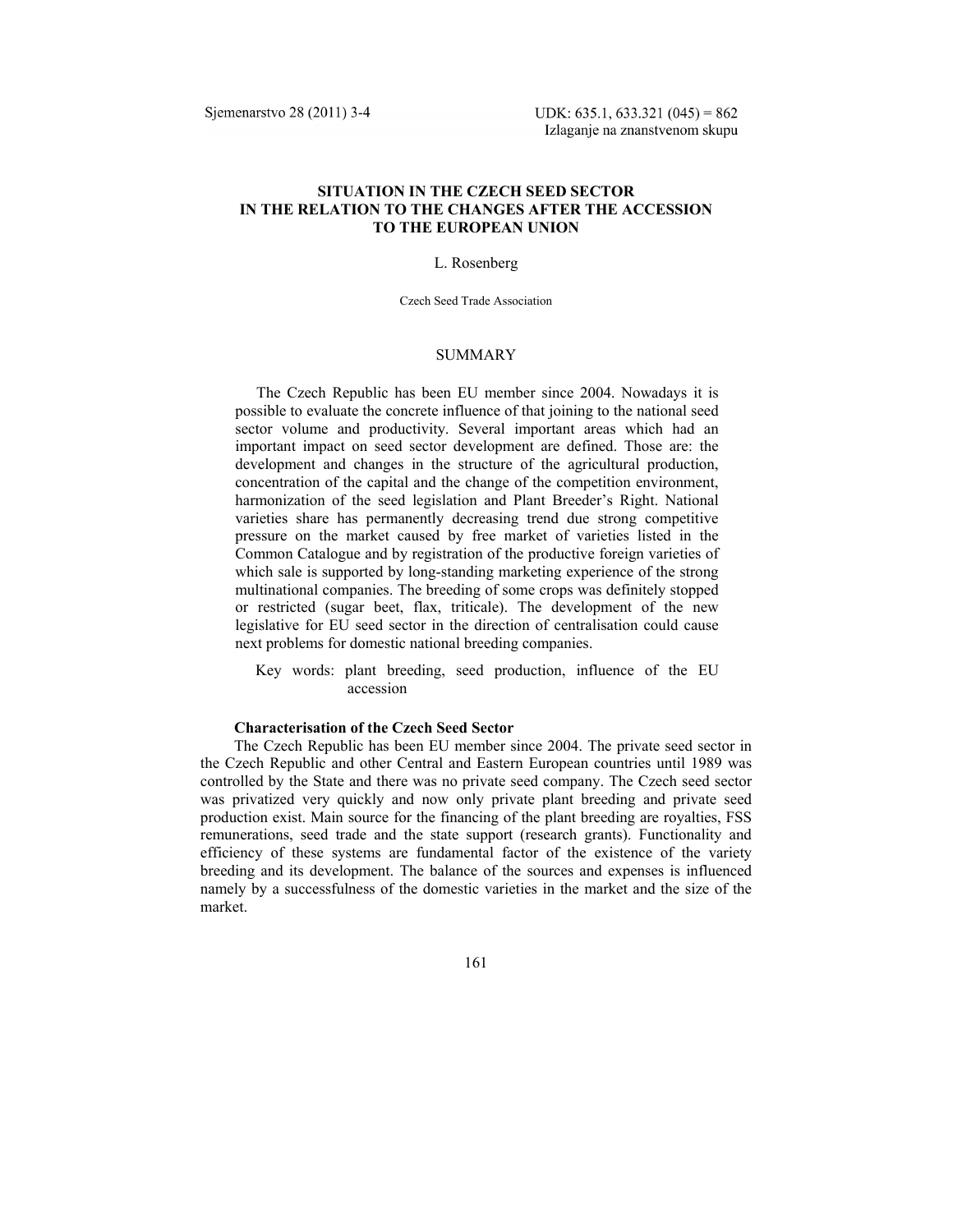UDK: 635.1, 633.321 (045) = 862
Izlaganje na znanstvenom skupu

# SITUATION IN THE CZECH SEED SECTOR IN THE RELATION TO THE CHANGES AFTER THE ACCESSION TO THE EUROPEAN UNION

L. Rosenberg

Czech Seed Trade Association

## SUMMARY

The Czech Republic has been EU member since 2004. Nowadays it is possible to evaluate the concrete influence of that joining to the national seed sector volume and productivity. Several important areas which had an important impact on seed sector development are defined. Those are: the development and changes in the structure of the agricultural production, concentration of the capital and the change of the competition environment, harmonization of the seed legislation and Plant Breeder's Right. National varieties share has permanently decreasing trend due strong competitive pressure on the market caused by free market of varieties listed in the Common Catalogue and by registration of the productive foreign varieties of which sale is supported by long-standing marketing experience of the strong multinational companies. The breeding of some crops was definitely stopped or restricted (sugar beet, flax, triticale). The development of the new legislative for EU seed sector in the direction of centralisation could cause next problems for domestic national breeding companies.

Key words: plant breeding, seed production, influence of the EU accession

### Characterisation of the Czech Seed Sector

The Czech Republic has been EU member since 2004. The private seed sector in the Czech Republic and other Central and Eastern European countries until 1989 was controlled by the State and there was no private seed company. The Czech seed sector was privatized very quickly and now only private plant breeding and private seed production exist. Main source for the financing of the plant breeding are royalties, FSS remunerations, seed trade and the state support (research grants). Functionality and efficiency of these systems are fundamental factor of the existence of the variety breeding and its development. The balance of the sources and expenses is influenced namely by a successfulness of the domestic varieties in the market and the size of the market.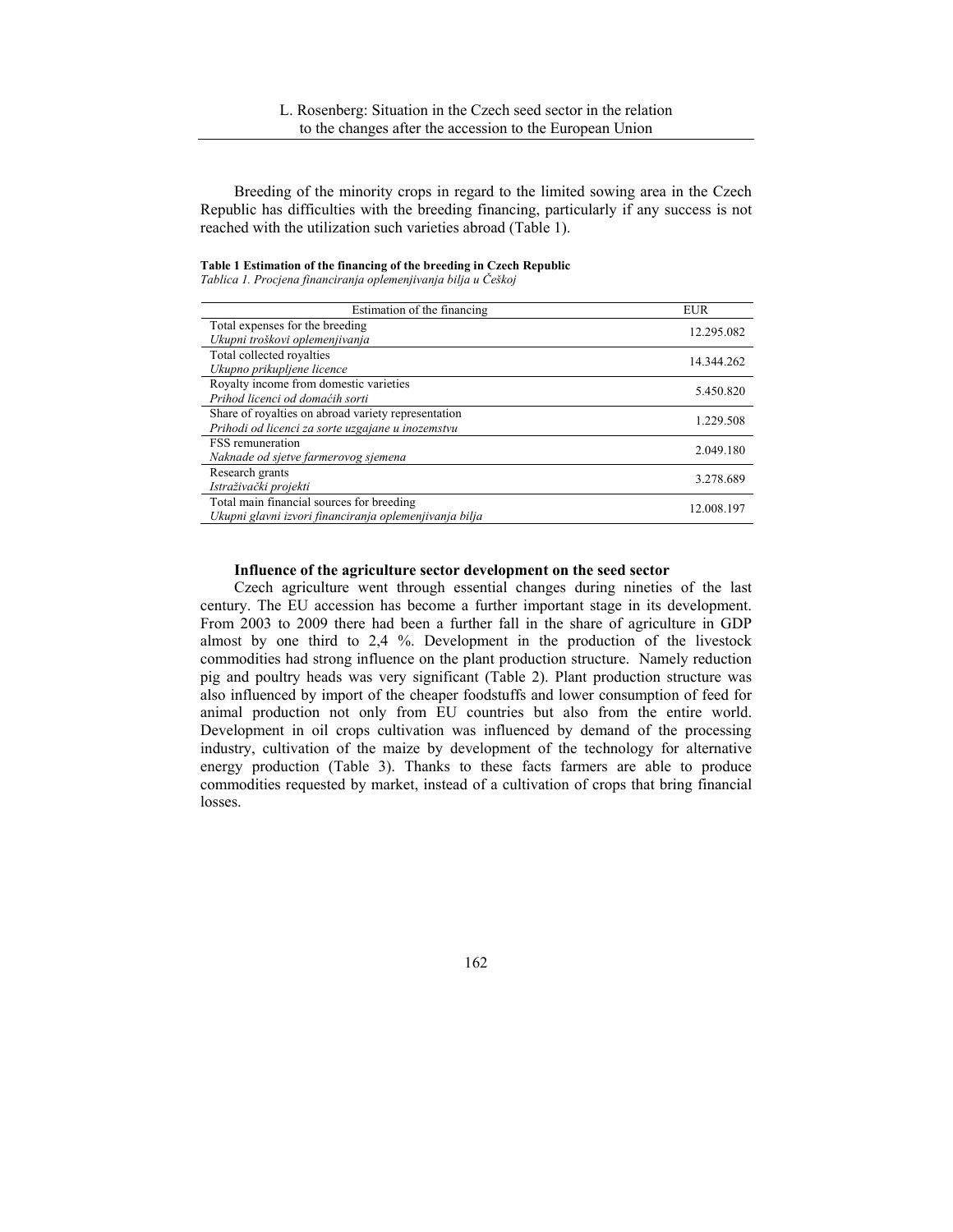Breeding of the minority crops in regard to the limited sowing area in the Czech Republic has difficulties with the breeding financing, particularly if any success is not reached with the utilization such varieties abroad (Table 1).

**Table 1 Estimation of the financing of the breeding in Czech Republic**
*Tablica 1. Procjena financiranja oplemenjivanja bilja u Češkoj*

| Estimation of the financing | EUR |
|---|---|
| Total expenses for the breeding<br>*Ukupni troškovi oplemenjivanja* | 12.295.082 |
| Total collected royalties<br>*Ukupno prikupljene licence* | 14.344.262 |
| Royalty income from domestic varieties<br>*Prihod licenci od domaćih sorti* | 5.450.820 |
| Share of royalties on abroad variety representation<br>*Prihodi od licenci za sorte uzgajane u inozemstvu* | 1.229.508 |
| FSS remuneration<br>*Naknade od sjetve farmerovog sjemena* | 2.049.180 |
| Research grants<br>*Istraživački projekti* | 3.278.689 |
| Total main financial sources for breeding<br>*Ukupni glavni izvori financiranja oplemenjivanja bilja* | 12.008.197 |

**Influence of the agriculture sector development on the seed sector**

Czech agriculture went through essential changes during nineties of the last century. The EU accession has become a further important stage in its development. From 2003 to 2009 there had been a further fall in the share of agriculture in GDP almost by one third to 2,4 %. Development in the production of the livestock commodities had strong influence on the plant production structure. Namely reduction pig and poultry heads was very significant (Table 2). Plant production structure was also influenced by import of the cheaper foodstuffs and lower consumption of feed for animal production not only from EU countries but also from the entire world. Development in oil crops cultivation was influenced by demand of the processing industry, cultivation of the maize by development of the technology for alternative energy production (Table 3). Thanks to these facts farmers are able to produce commodities requested by market, instead of a cultivation of crops that bring financial losses.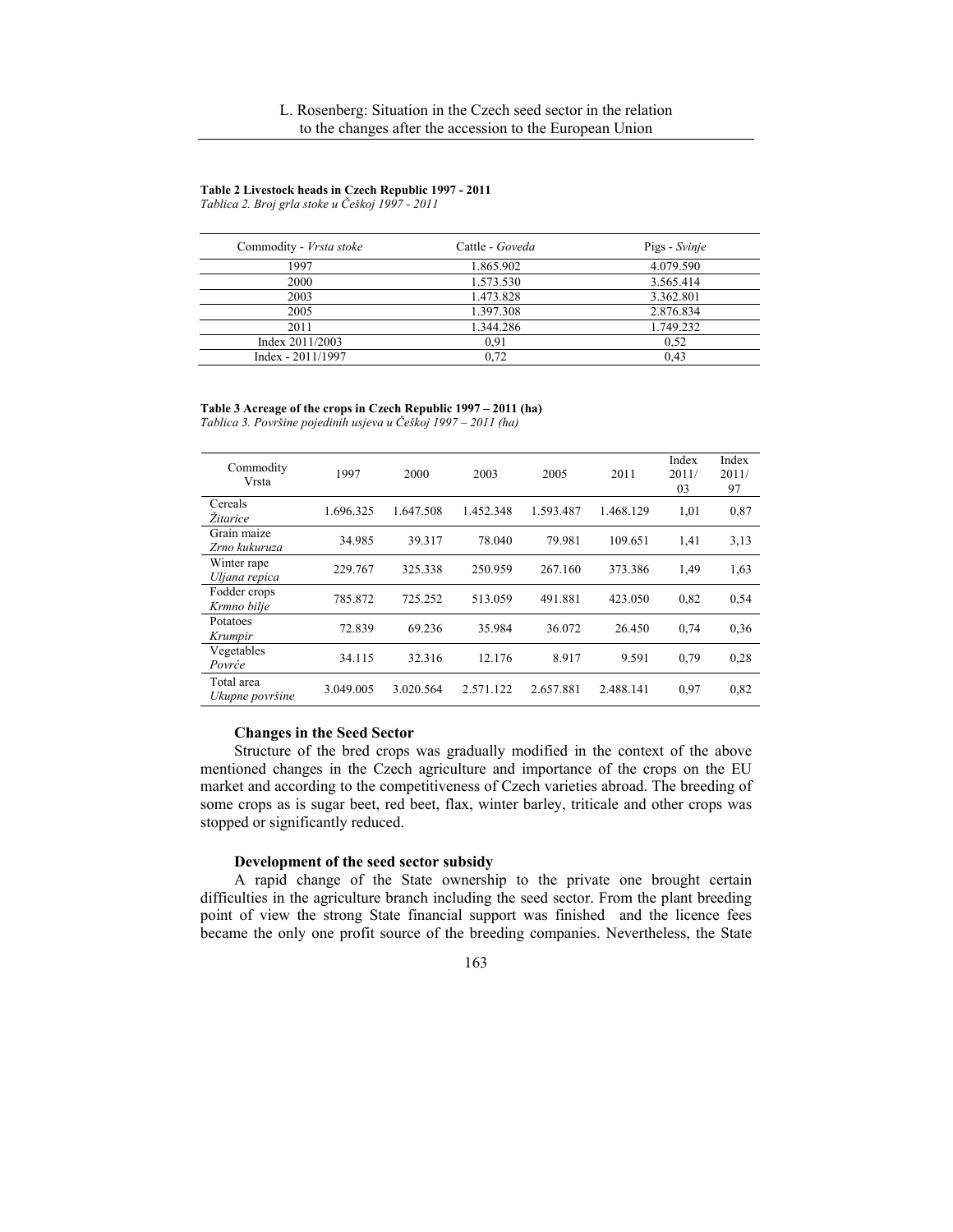**Table 2 Livestock heads in Czech Republic 1997 - 2011**

*Tablica 2. Broj grla stoke u Češkoj 1997 - 2011*

| Commodity - *Vrsta stoke* | Cattle - *Goveda* | Pigs - *Svinje* |
|---|---|---|
| 1997 | 1.865.902 | 4.079.590 |
| 2000 | 1.573.530 | 3.565.414 |
| 2003 | 1.473.828 | 3.362.801 |
| 2005 | 1.397.308 | 2.876.834 |
| 2011 | 1.344.286 | 1.749.232 |
| Index 2011/2003 | 0,91 | 0,52 |
| Index - 2011/1997 | 0,72 | 0,43 |

**Table 3 Acreage of the crops in Czech Republic 1997 – 2011 (ha)**

*Tablica 3. Površine pojedinih usjeva u Češkoj 1997 – 2011 (ha)*

| Commodity *Vrsta* | 1997 | 2000 | 2003 | 2005 | 2011 | Index 2011/ 03 | Index 2011/ 97 |
|---|---|---|---|---|---|---|---|
| Cereals *Žitarice* | 1.696.325 | 1.647.508 | 1.452.348 | 1.593.487 | 1.468.129 | 1,01 | 0,87 |
| Grain maize *Zrno kukuruza* | 34.985 | 39.317 | 78.040 | 79.981 | 109.651 | 1,41 | 3,13 |
| Winter rape *Uljana repica* | 229.767 | 325.338 | 250.959 | 267.160 | 373.386 | 1,49 | 1,63 |
| Fodder crops *Krmno bilje* | 785.872 | 725.252 | 513.059 | 491.881 | 423.050 | 0,82 | 0,54 |
| Potatoes *Krumpir* | 72.839 | 69.236 | 35.984 | 36.072 | 26.450 | 0,74 | 0,36 |
| Vegetables *Povrće* | 34.115 | 32.316 | 12.176 | 8.917 | 9.591 | 0,79 | 0,28 |
| Total area *Ukupne površine* | 3.049.005 | 3.020.564 | 2.571.122 | 2.657.881 | 2.488.141 | 0,97 | 0,82 |

### Changes in the Seed Sector

Structure of the bred crops was gradually modified in the context of the above mentioned changes in the Czech agriculture and importance of the crops on the EU market and according to the competitiveness of Czech varieties abroad. The breeding of some crops as is sugar beet, red beet, flax, winter barley, triticale and other crops was stopped or significantly reduced.

### Development of the seed sector subsidy

A rapid change of the State ownership to the private one brought certain difficulties in the agriculture branch including the seed sector. From the plant breeding point of view the strong State financial support was finished and the licence fees became the only one profit source of the breeding companies. Nevertheless, the State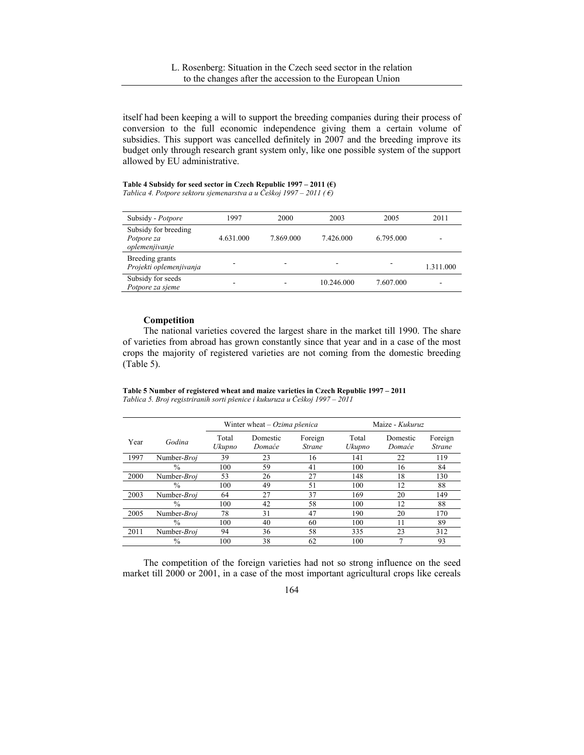itself had been keeping a will to support the breeding companies during their process of conversion to the full economic independence giving them a certain volume of subsidies. This support was cancelled definitely in 2007 and the breeding improve its budget only through research grant system only, like one possible system of the support allowed by EU administrative.

**Table 4 Subsidy for seed sector in Czech Republic 1997 – 2011 (€)**
*Tablica 4. Potpore sektoru sjemenarstva a u Češkoj 1997 – 2011 (€)*

| Subsidy - *Potpore* | 1997 | 2000 | 2003 | 2005 | 2011 |
|---|---|---|---|---|---|
| Subsidy for breeding *Potpore za oplemenjivanje* | 4.631.000 | 7.869.000 | 7.426.000 | 6.795.000 | - |
| Breeding grants *Projekti oplemenjivanja* | - | - | - | - | 1.311.000 |
| Subsidy for seeds *Potpore za sjeme* | - | - | 10.246.000 | 7.607.000 | - |

### Competition

The national varieties covered the largest share in the market till 1990. The share of varieties from abroad has grown constantly since that year and in a case of the most crops the majority of registered varieties are not coming from the domestic breeding (Table 5).

**Table 5 Number of registered wheat and maize varieties in Czech Republic 1997 – 2011**
*Tablica 5. Broj registriranih sorti pšenice i kukuruza u Češkoj 1997 – 2011*

| Year | *Godina* | Winter wheat – *Ozima pšenica* | | | Maize - *Kukuruz* | | |
|---|---|---|---|---|---|---|---|
| | | Total *Ukupno* | Domestic *Domaće* | Foreign *Strane* | Total *Ukupno* | Domestic *Domaće* | Foreign *Strane* |
| 1997 | Number-*Broj* | 39 | 23 | 16 | 141 | 22 | 119 |
| | % | 100 | 59 | 41 | 100 | 16 | 84 |
| 2000 | Number-*Broj* | 53 | 26 | 27 | 148 | 18 | 130 |
| | % | 100 | 49 | 51 | 100 | 12 | 88 |
| 2003 | Number-*Broj* | 64 | 27 | 37 | 169 | 20 | 149 |
| | % | 100 | 42 | 58 | 100 | 12 | 88 |
| 2005 | Number-*Broj* | 78 | 31 | 47 | 190 | 20 | 170 |
| | % | 100 | 40 | 60 | 100 | 11 | 89 |
| 2011 | Number-*Broj* | 94 | 36 | 58 | 335 | 23 | 312 |
| | % | 100 | 38 | 62 | 100 | 7 | 93 |

The competition of the foreign varieties had not so strong influence on the seed market till 2000 or 2001, in a case of the most important agricultural crops like cereals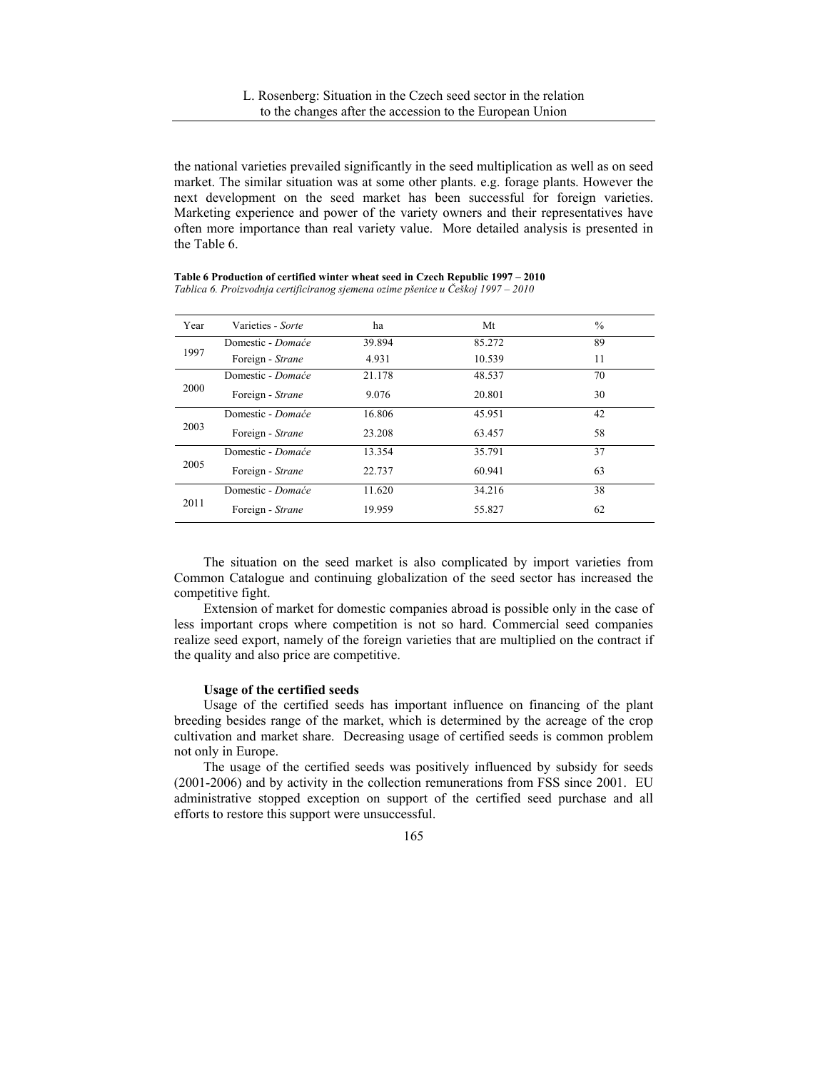the national varieties prevailed significantly in the seed multiplication as well as on seed market. The similar situation was at some other plants. e.g. forage plants. However the next development on the seed market has been successful for foreign varieties. Marketing experience and power of the variety owners and their representatives have often more importance than real variety value. More detailed analysis is presented in the Table 6.

**Table 6 Production of certified winter wheat seed in Czech Republic 1997 – 2010**
*Tablica 6. Proizvodnja certificiranog sjemena ozime pšenice u Češkoj 1997 – 2010*

| Year | Varieties - *Sorte* | ha | Mt | % |
|---|---|---|---|---|
| 1997 | Domestic - *Domaće* | 39.894 | 85.272 | 89 |
| | Foreign - *Strane* | 4.931 | 10.539 | 11 |
| 2000 | Domestic - *Domaće* | 21.178 | 48.537 | 70 |
| | Foreign - *Strane* | 9.076 | 20.801 | 30 |
| 2003 | Domestic - *Domaće* | 16.806 | 45.951 | 42 |
| | Foreign - *Strane* | 23.208 | 63.457 | 58 |
| 2005 | Domestic - *Domaće* | 13.354 | 35.791 | 37 |
| | Foreign - *Strane* | 22.737 | 60.941 | 63 |
| 2011 | Domestic - *Domaće* | 11.620 | 34.216 | 38 |
| | Foreign - *Strane* | 19.959 | 55.827 | 62 |

The situation on the seed market is also complicated by import varieties from Common Catalogue and continuing globalization of the seed sector has increased the competitive fight.

Extension of market for domestic companies abroad is possible only in the case of less important crops where competition is not so hard. Commercial seed companies realize seed export, namely of the foreign varieties that are multiplied on the contract if the quality and also price are competitive.

### Usage of the certified seeds

Usage of the certified seeds has important influence on financing of the plant breeding besides range of the market, which is determined by the acreage of the crop cultivation and market share. Decreasing usage of certified seeds is common problem not only in Europe.

The usage of the certified seeds was positively influenced by subsidy for seeds (2001-2006) and by activity in the collection remunerations from FSS since 2001. EU administrative stopped exception on support of the certified seed purchase and all efforts to restore this support were unsuccessful.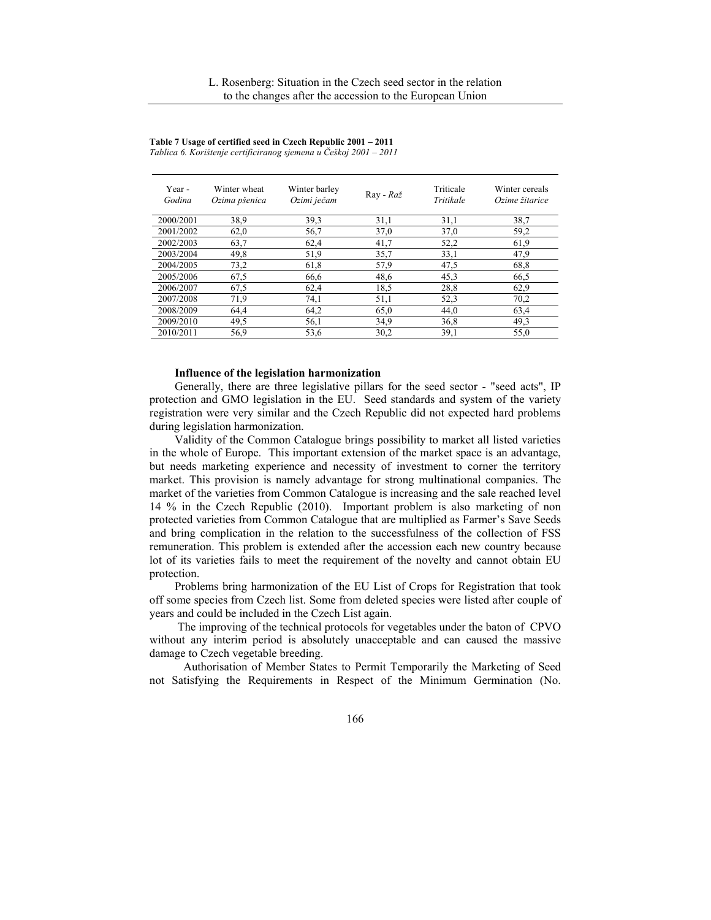**Table 7 Usage of certified seed in Czech Republic 2001 – 2011**
*Tablica 6. Korištenje certificiranog sjemena u Češkoj 2001 – 2011*

| Year - *Godina* | Winter wheat *Ozima pšenica* | Winter barley *Ozimi ječam* | Ray - *Raž* | Triticale *Tritikale* | Winter cereals *Ozime žitarice* |
|---|---|---|---|---|---|
| 2000/2001 | 38,9 | 39,3 | 31,1 | 31,1 | 38,7 |
| 2001/2002 | 62,0 | 56,7 | 37,0 | 37,0 | 59,2 |
| 2002/2003 | 63,7 | 62,4 | 41,7 | 52,2 | 61,9 |
| 2003/2004 | 49,8 | 51,9 | 35,7 | 33,1 | 47,9 |
| 2004/2005 | 73,2 | 61,8 | 57,9 | 47,5 | 68,8 |
| 2005/2006 | 67,5 | 66,6 | 48,6 | 45,3 | 66,5 |
| 2006/2007 | 67,5 | 62,4 | 18,5 | 28,8 | 62,9 |
| 2007/2008 | 71,9 | 74,1 | 51,1 | 52,3 | 70,2 |
| 2008/2009 | 64,4 | 64,2 | 65,0 | 44,0 | 63,4 |
| 2009/2010 | 49,5 | 56,1 | 34,9 | 36,8 | 49,3 |
| 2010/2011 | 56,9 | 53,6 | 30,2 | 39,1 | 55,0 |

**Influence of the legislation harmonization**

Generally, there are three legislative pillars for the seed sector - "seed acts", IP protection and GMO legislation in the EU. Seed standards and system of the variety registration were very similar and the Czech Republic did not expected hard problems during legislation harmonization.

Validity of the Common Catalogue brings possibility to market all listed varieties in the whole of Europe. This important extension of the market space is an advantage, but needs marketing experience and necessity of investment to corner the territory market. This provision is namely advantage for strong multinational companies. The market of the varieties from Common Catalogue is increasing and the sale reached level 14 % in the Czech Republic (2010). Important problem is also marketing of non protected varieties from Common Catalogue that are multiplied as Farmer's Save Seeds and bring complication in the relation to the successfulness of the collection of FSS remuneration. This problem is extended after the accession each new country because lot of its varieties fails to meet the requirement of the novelty and cannot obtain EU protection.

Problems bring harmonization of the EU List of Crops for Registration that took off some species from Czech list. Some from deleted species were listed after couple of years and could be included in the Czech List again.

The improving of the technical protocols for vegetables under the baton of CPVO without any interim period is absolutely unacceptable and can caused the massive damage to Czech vegetable breeding.

Authorisation of Member States to Permit Temporarily the Marketing of Seed not Satisfying the Requirements in Respect of the Minimum Germination (No.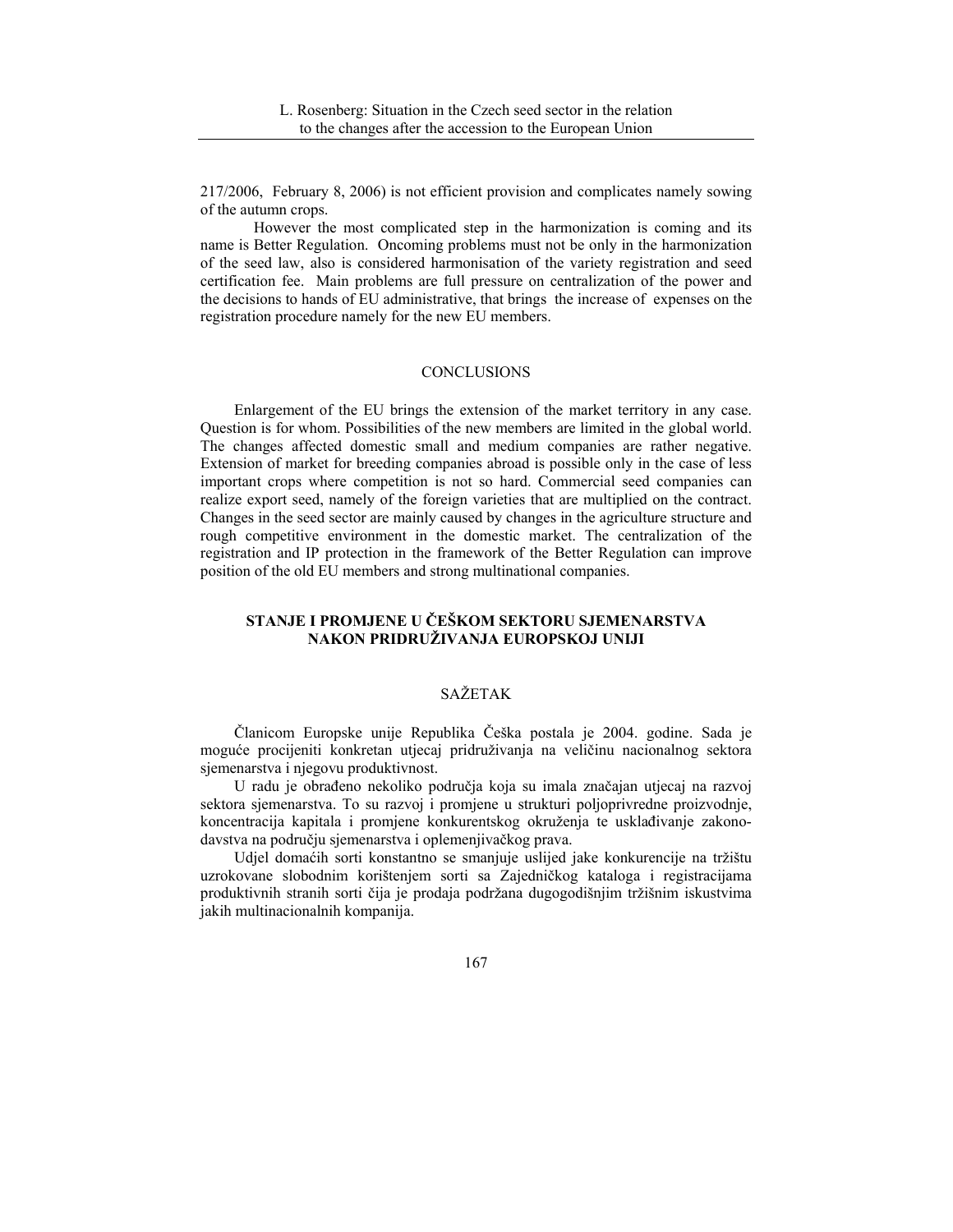217/2006, February 8, 2006) is not efficient provision and complicates namely sowing of the autumn crops.

However the most complicated step in the harmonization is coming and its name is Better Regulation. Oncoming problems must not be only in the harmonization of the seed law, also is considered harmonisation of the variety registration and seed certification fee. Main problems are full pressure on centralization of the power and the decisions to hands of EU administrative, that brings the increase of expenses on the registration procedure namely for the new EU members.

## CONCLUSIONS

Enlargement of the EU brings the extension of the market territory in any case. Question is for whom. Possibilities of the new members are limited in the global world. The changes affected domestic small and medium companies are rather negative. Extension of market for breeding companies abroad is possible only in the case of less important crops where competition is not so hard. Commercial seed companies can realize export seed, namely of the foreign varieties that are multiplied on the contract. Changes in the seed sector are mainly caused by changes in the agriculture structure and rough competitive environment in the domestic market. The centralization of the registration and IP protection in the framework of the Better Regulation can improve position of the old EU members and strong multinational companies.

## STANJE I PROMJENE U ČEŠKOM SEKTORU SJEMENARSTVA NAKON PRIDRUŽIVANJA EUROPSKOJ UNIJI

### SAŽETAK

Članicom Europske unije Republika Češka postala je 2004. godine. Sada je moguće procijeniti konkretan utjecaj pridruživanja na veličinu nacionalnog sektora sjemenarstva i njegovu produktivnost.

U radu je obrađeno nekoliko područja koja su imala značajan utjecaj na razvoj sektora sjemenarstva. To su razvoj i promjene u strukturi poljoprivredne proizvodnje, koncentracija kapitala i promjene konkurentskog okruženja te usklađivanje zakonodavstva na području sjemenarstva i oplemenjivačkog prava.

Udjel domaćih sorti konstantno se smanjuje uslijed jake konkurencije na tržištu uzrokovane slobodnim korištenjem sorti sa Zajedničkog kataloga i registracijama produktivnih stranih sorti čija je prodaja podržana dugogodišnjim tržišnim iskustvima jakih multinacionalnih kompanija.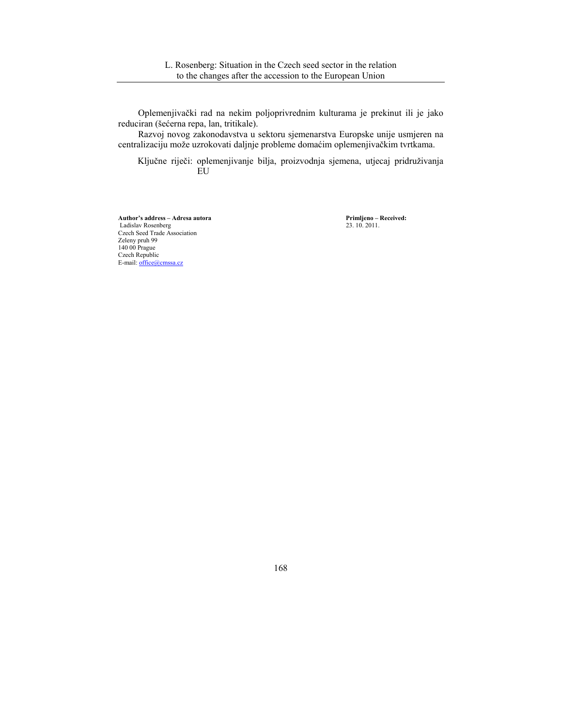Oplemenjivački rad na nekim poljoprivrednim kulturama je prekinut ili je jako reduciran (šećerna repa, lan, tritikale).

Razvoj novog zakonodavstva u sektoru sjemenarstva Europske unije usmjeren na centralizaciju može uzrokovati daljnje probleme domaćim oplemenjivačkim tvrtkama.

Ključne riječi: oplemenjivanje bilja, proizvodnja sjemena, utjecaj pridruživanja EU

**Author's address – Adresa autora**
Ladislav Rosenberg
Czech Seed Trade Association
Zeleny pruh 99
140 00 Prague
Czech Republic
E-mail: office@cmssa.cz

**Primljeno – Received:**
23. 10. 2011.